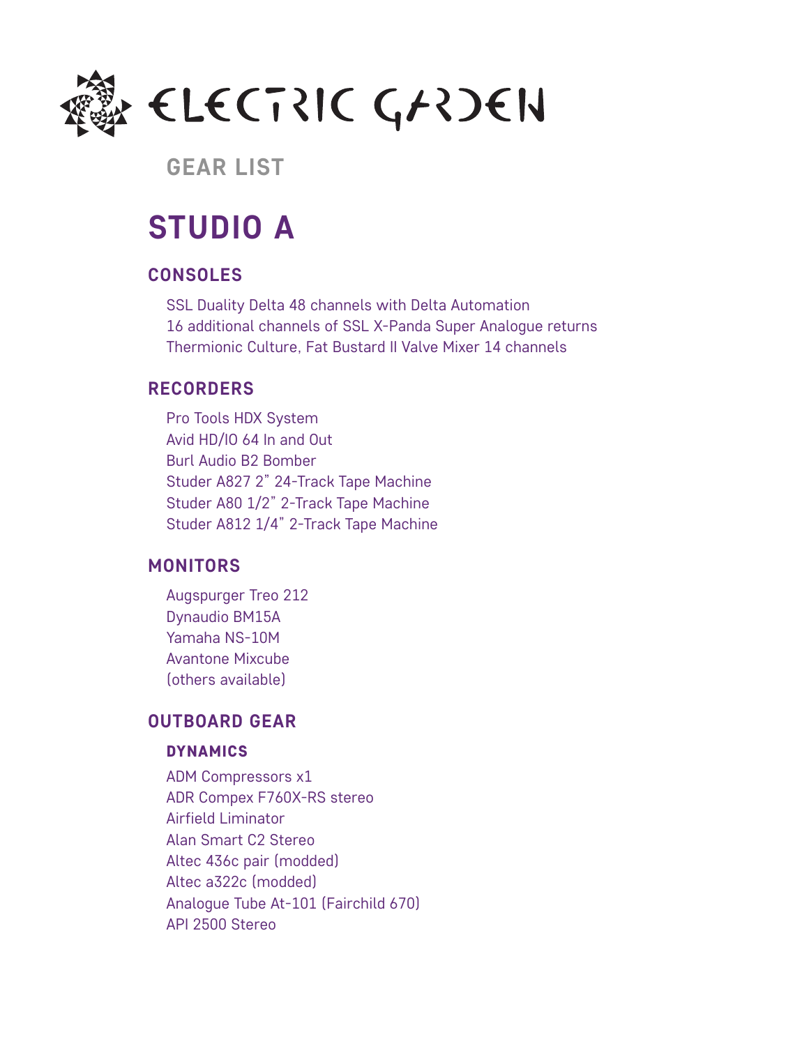# ELECTRIC GARDEN

## GEAR LIST

# STUDIO A

## CONSOLES

SSL Duality Delta 48 channels with Delta Automation
16 additional channels of SSL X-Panda Super Analogue returns
Thermionic Culture, Fat Bustard II Valve Mixer 14 channels

## RECORDERS

Pro Tools HDX System
Avid HD/IO 64 In and Out
Burl Audio B2 Bomber
Studer A827 2" 24-Track Tape Machine
Studer A80 1/2" 2-Track Tape Machine
Studer A812 1/4" 2-Track Tape Machine

## MONITORS

Augspurger Treo 212
Dynaudio BM15A
Yamaha NS-10M
Avantone Mixcube
(others available)

## OUTBOARD GEAR

### DYNAMICS

ADM Compressors x1
ADR Compex F760X-RS stereo
Airfield Liminator
Alan Smart C2 Stereo
Altec 436c pair (modded)
Altec a322c (modded)
Analogue Tube At-101 (Fairchild 670)
API 2500 Stereo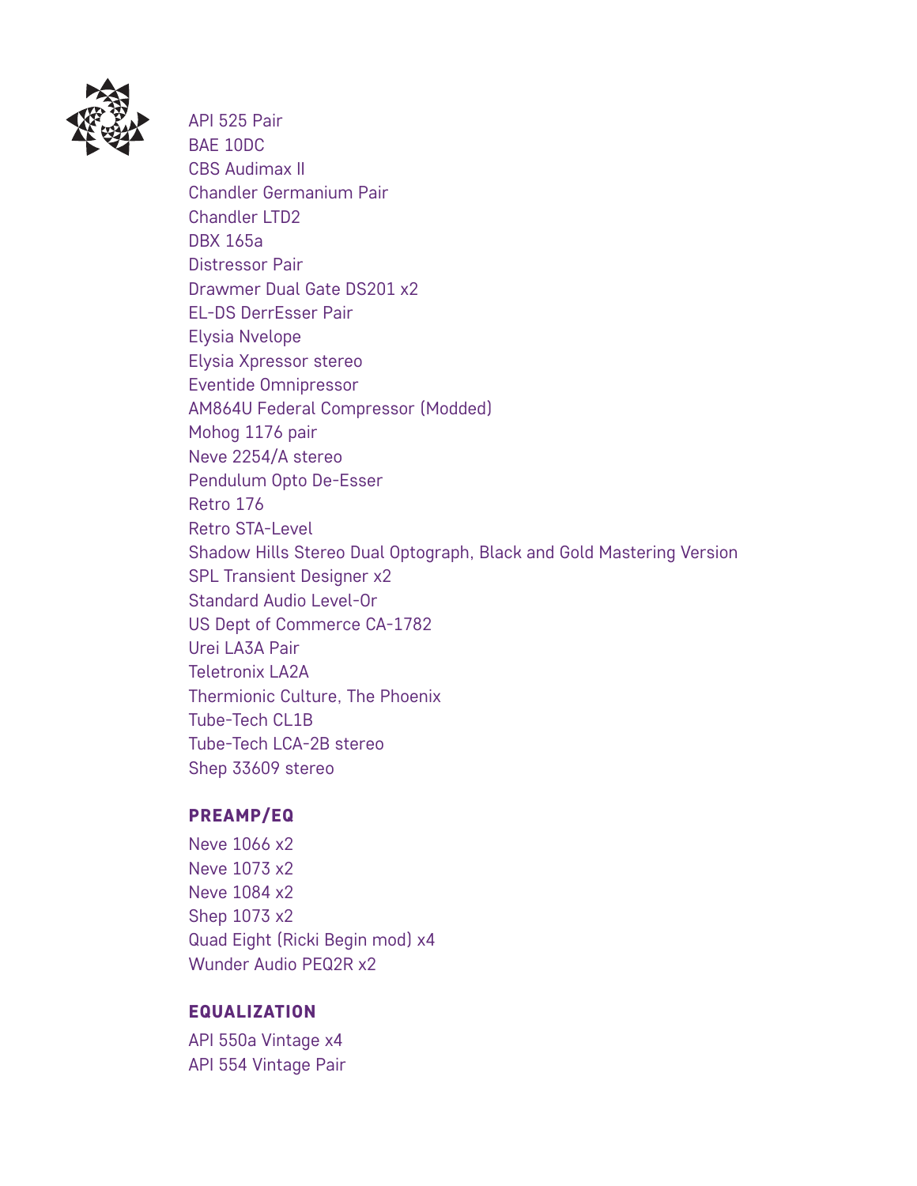API 525 Pair
BAE 10DC
CBS Audimax II
Chandler Germanium Pair
Chandler LTD2
DBX 165a
Distressor Pair
Drawmer Dual Gate DS201 x2
EL-DS DerrEsser Pair
Elysia Nvelope
Elysia Xpressor stereo
Eventide Omnipressor
AM864U Federal Compressor (Modded)
Mohog 1176 pair
Neve 2254/A stereo
Pendulum Opto De-Esser
Retro 176
Retro STA-Level
Shadow Hills Stereo Dual Optograph, Black and Gold Mastering Version
SPL Transient Designer x2
Standard Audio Level-Or
US Dept of Commerce CA-1782
Urei LA3A Pair
Teletronix LA2A
Thermionic Culture, The Phoenix
Tube-Tech CL1B
Tube-Tech LCA-2B stereo
Shep 33609 stereo

## PREAMP/EQ

Neve 1066 x2
Neve 1073 x2
Neve 1084 x2
Shep 1073 x2
Quad Eight (Ricki Begin mod) x4
Wunder Audio PEQ2R x2

## EQUALIZATION

API 550a Vintage x4
API 554 Vintage Pair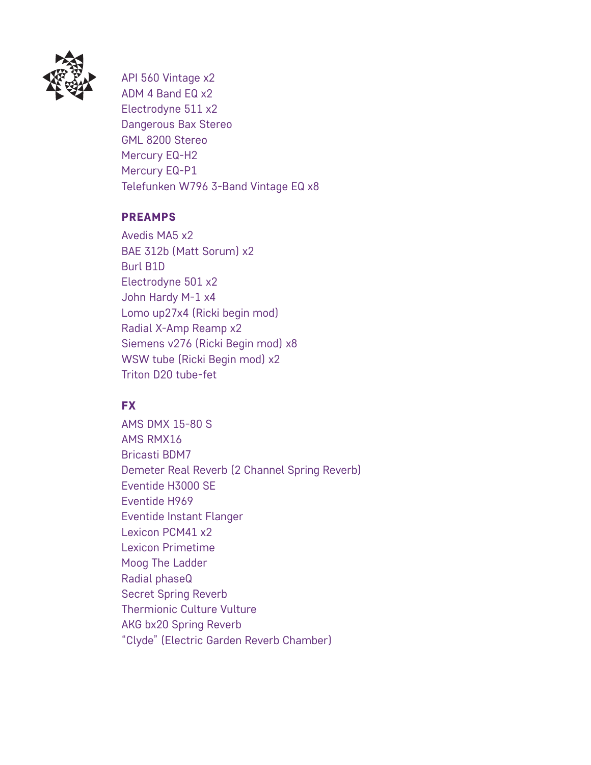API 560 Vintage x2
ADM 4 Band EQ x2
Electrodyne 511 x2
Dangerous Bax Stereo
GML 8200 Stereo
Mercury EQ-H2
Mercury EQ-P1
Telefunken W796 3-Band Vintage EQ x8

## PREAMPS

Avedis MA5 x2
BAE 312b (Matt Sorum) x2
Burl B1D
Electrodyne 501 x2
John Hardy M-1 x4
Lomo up27x4 (Ricki begin mod)
Radial X-Amp Reamp x2
Siemens v276 (Ricki Begin mod) x8
WSW tube (Ricki Begin mod) x2
Triton D20 tube-fet

## FX

AMS DMX 15-80 S
AMS RMX16
Bricasti BDM7
Demeter Real Reverb (2 Channel Spring Reverb)
Eventide H3000 SE
Eventide H969
Eventide Instant Flanger
Lexicon PCM41 x2
Lexicon Primetime
Moog The Ladder
Radial phaseQ
Secret Spring Reverb
Thermionic Culture Vulture
AKG bx20 Spring Reverb
"Clyde" (Electric Garden Reverb Chamber)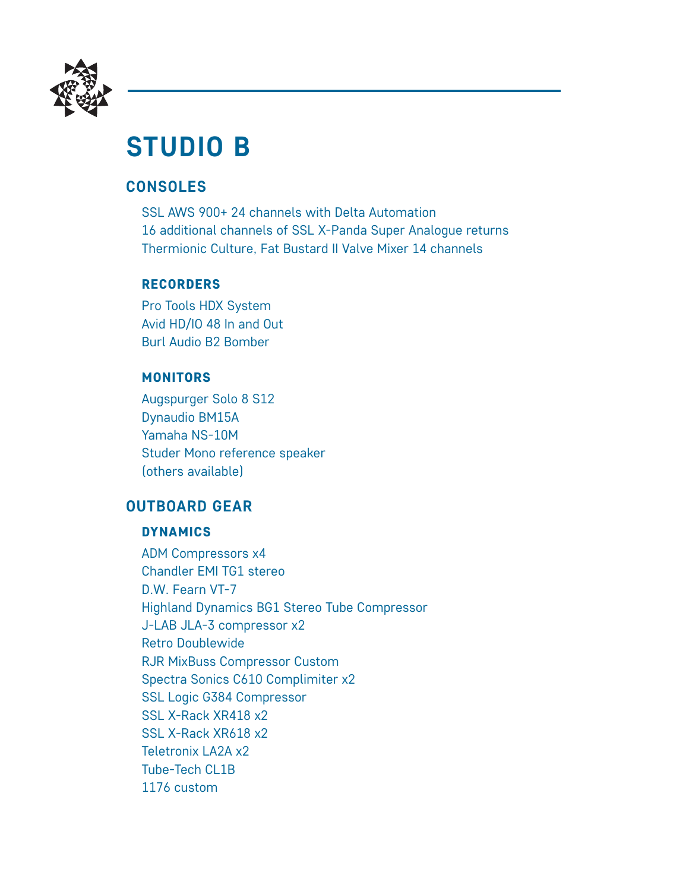# STUDIO B

## CONSOLES

SSL AWS 900+ 24 channels with Delta Automation
16 additional channels of SSL X-Panda Super Analogue returns
Thermionic Culture, Fat Bustard II Valve Mixer 14 channels

### RECORDERS

Pro Tools HDX System
Avid HD/IO 48 In and Out
Burl Audio B2 Bomber

### MONITORS

Augspurger Solo 8 S12
Dynaudio BM15A
Yamaha NS-10M
Studer Mono reference speaker
(others available)

## OUTBOARD GEAR

### DYNAMICS

ADM Compressors x4
Chandler EMI TG1 stereo
D.W. Fearn VT-7
Highland Dynamics BG1 Stereo Tube Compressor
J-LAB JLA-3 compressor x2
Retro Doublewide
RJR MixBuss Compressor Custom
Spectra Sonics C610 Complimiter x2
SSL Logic G384 Compressor
SSL X-Rack XR418 x2
SSL X-Rack XR618 x2
Teletronix LA2A x2
Tube-Tech CL1B
1176 custom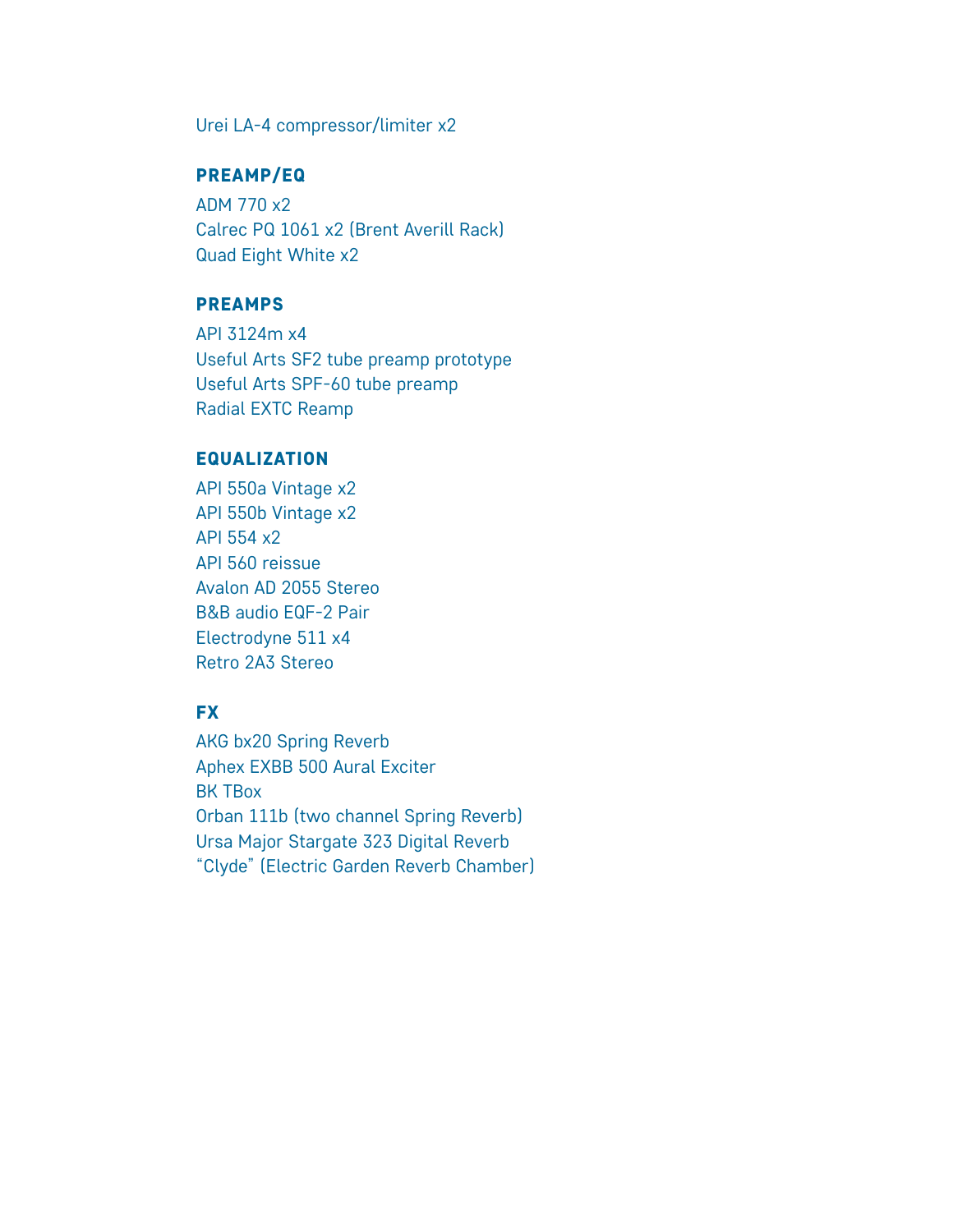Urei LA-4 compressor/limiter x2

## PREAMP/EQ

ADM 770 x2
Calrec PQ 1061 x2 (Brent Averill Rack)
Quad Eight White x2

## PREAMPS

API 3124m x4
Useful Arts SF2 tube preamp prototype
Useful Arts SPF-60 tube preamp
Radial EXTC Reamp

## EQUALIZATION

API 550a Vintage x2
API 550b Vintage x2
API 554 x2
API 560 reissue
Avalon AD 2055 Stereo
B&B audio EQF-2 Pair
Electrodyne 511 x4
Retro 2A3 Stereo

## FX

AKG bx20 Spring Reverb
Aphex EXBB 500 Aural Exciter
BK TBox
Orban 111b (two channel Spring Reverb)
Ursa Major Stargate 323 Digital Reverb
“Clyde” (Electric Garden Reverb Chamber)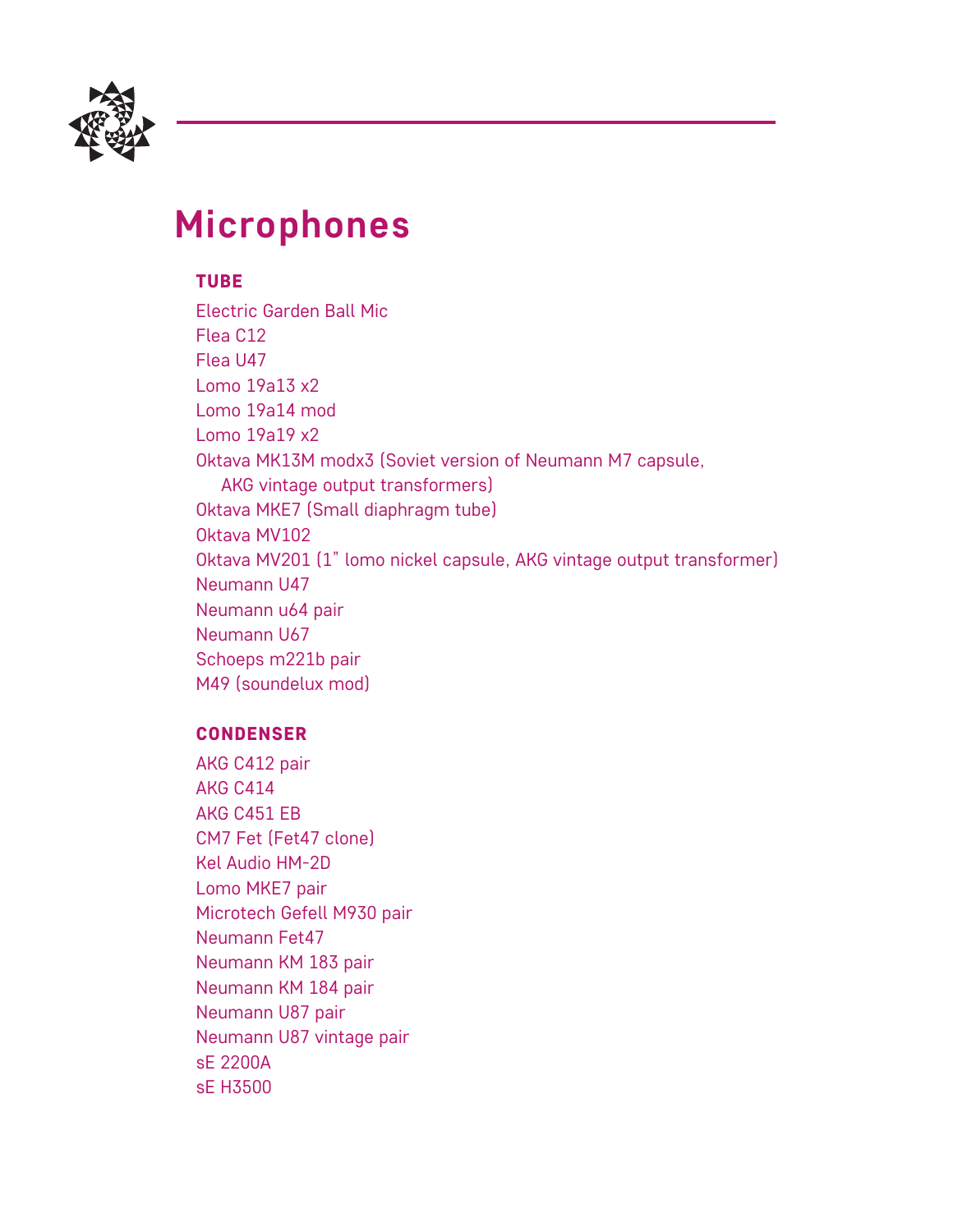# Microphones

### TUBE

Electric Garden Ball Mic
Flea C12
Flea U47
Lomo 19a13 x2
Lomo 19a14 mod
Lomo 19a19 x2
Oktava MK13M modx3 (Soviet version of Neumann M7 capsule, AKG vintage output transformers)
Oktava MKE7 (Small diaphragm tube)
Oktava MV102
Oktava MV201 (1" lomo nickel capsule, AKG vintage output transformer)
Neumann U47
Neumann u64 pair
Neumann U67
Schoeps m221b pair
M49 (soundelux mod)

### CONDENSER

AKG C412 pair
AKG C414
AKG C451 EB
CM7 Fet (Fet47 clone)
Kel Audio HM-2D
Lomo MKE7 pair
Microtech Gefell M930 pair
Neumann Fet47
Neumann KM 183 pair
Neumann KM 184 pair
Neumann U87 pair
Neumann U87 vintage pair
sE 2200A
sE H3500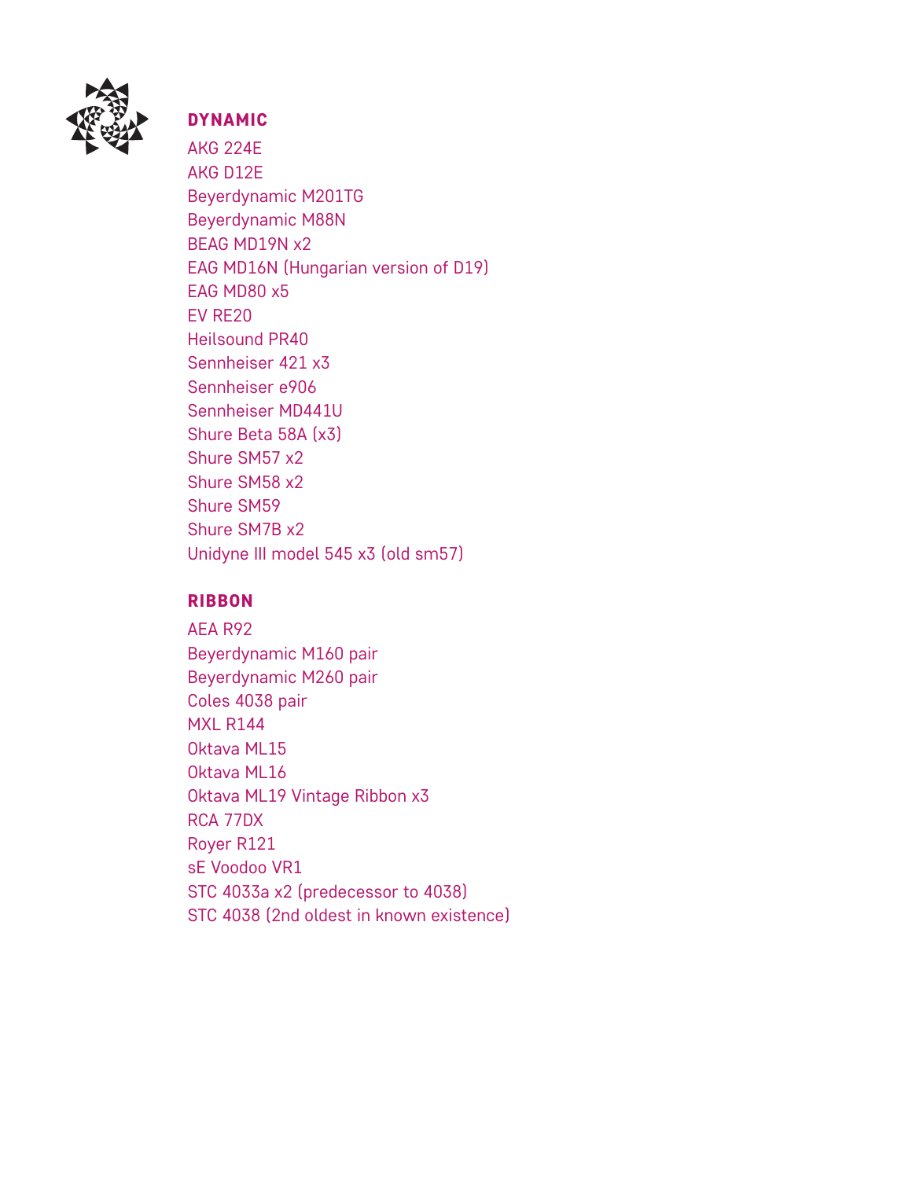## DYNAMIC

AKG 224E
AKG D12E
Beyerdynamic M201TG
Beyerdynamic M88N
BEAG MD19N x2
EAG MD16N (Hungarian version of D19)
EAG MD80 x5
EV RE20
Heilsound PR40
Sennheiser 421 x3
Sennheiser e906
Sennheiser MD441U
Shure Beta 58A (x3)
Shure SM57 x2
Shure SM58 x2
Shure SM59
Shure SM7B x2
Unidyne III model 545 x3 (old sm57)

## RIBBON

AEA R92
Beyerdynamic M160 pair
Beyerdynamic M260 pair
Coles 4038 pair
MXL R144
Oktava ML15
Oktava ML16
Oktava ML19 Vintage Ribbon x3
RCA 77DX
Royer R121
sE Voodoo VR1
STC 4033a x2 (predecessor to 4038)
STC 4038 (2nd oldest in known existence)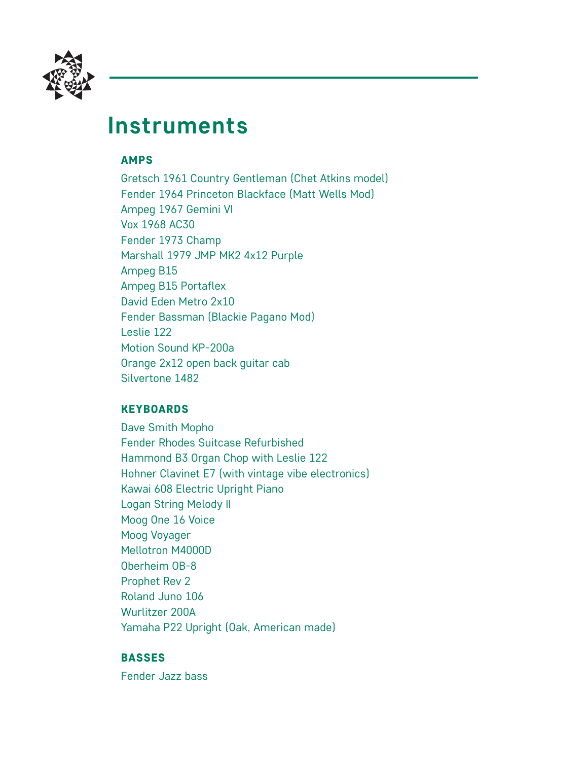# Instruments

### AMPS

Gretsch 1961 Country Gentleman (Chet Atkins model)
Fender 1964 Princeton Blackface (Matt Wells Mod)
Ampeg 1967 Gemini VI
Vox 1968 AC30
Fender 1973 Champ
Marshall 1979 JMP MK2 4x12 Purple
Ampeg B15
Ampeg B15 Portaflex
David Eden Metro 2x10
Fender Bassman (Blackie Pagano Mod)
Leslie 122
Motion Sound KP-200a
Orange 2x12 open back guitar cab
Silvertone 1482

### KEYBOARDS

Dave Smith Mopho
Fender Rhodes Suitcase Refurbished
Hammond B3 Organ Chop with Leslie 122
Hohner Clavinet E7 (with vintage vibe electronics)
Kawai 608 Electric Upright Piano
Logan String Melody II
Moog One 16 Voice
Moog Voyager
Mellotron M4000D
Oberheim OB-8
Prophet Rev 2
Roland Juno 106
Wurlitzer 200A
Yamaha P22 Upright (Oak, American made)

### BASSES

Fender Jazz bass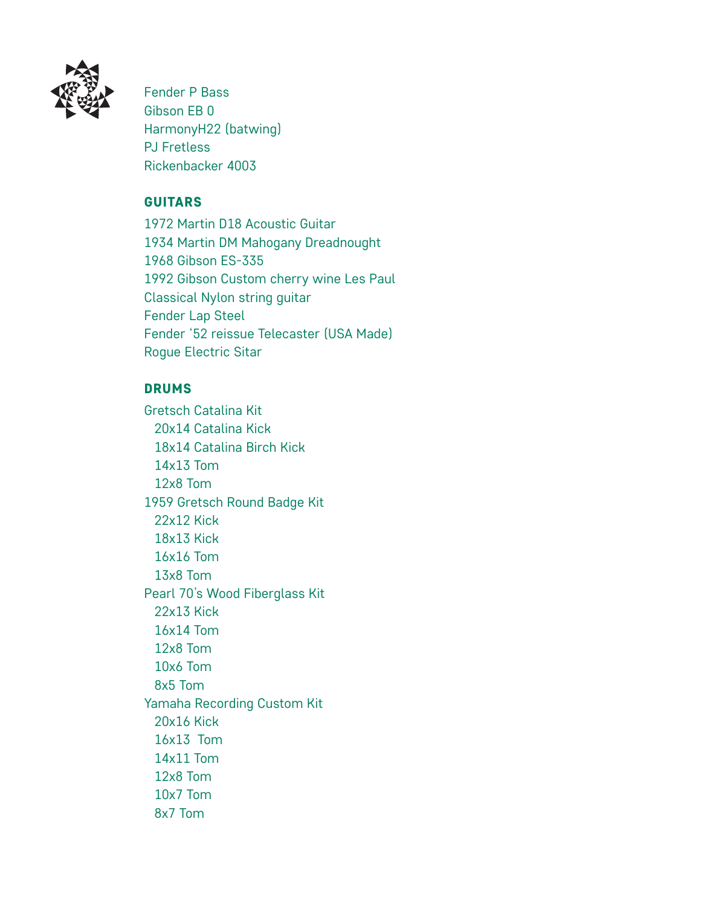Fender P Bass
Gibson EB 0
HarmonyH22 (batwing)
PJ Fretless
Rickenbacker 4003

## GUITARS

1972 Martin D18 Acoustic Guitar
1934 Martin DM Mahogany Dreadnought
1968 Gibson ES-335
1992 Gibson Custom cherry wine Les Paul
Classical Nylon string guitar
Fender Lap Steel
Fender '52 reissue Telecaster (USA Made)
Rogue Electric Sitar

## DRUMS

Gretsch Catalina Kit
- 20x14 Catalina Kick
- 18x14 Catalina Birch Kick
- 14x13 Tom
- 12x8 Tom

1959 Gretsch Round Badge Kit
- 22x12 Kick
- 18x13 Kick
- 16x16 Tom
- 13x8 Tom

Pearl 70's Wood Fiberglass Kit
- 22x13 Kick
- 16x14 Tom
- 12x8 Tom
- 10x6 Tom
- 8x5 Tom

Yamaha Recording Custom Kit
- 20x16 Kick
- 16x13 Tom
- 14x11 Tom
- 12x8 Tom
- 10x7 Tom
- 8x7 Tom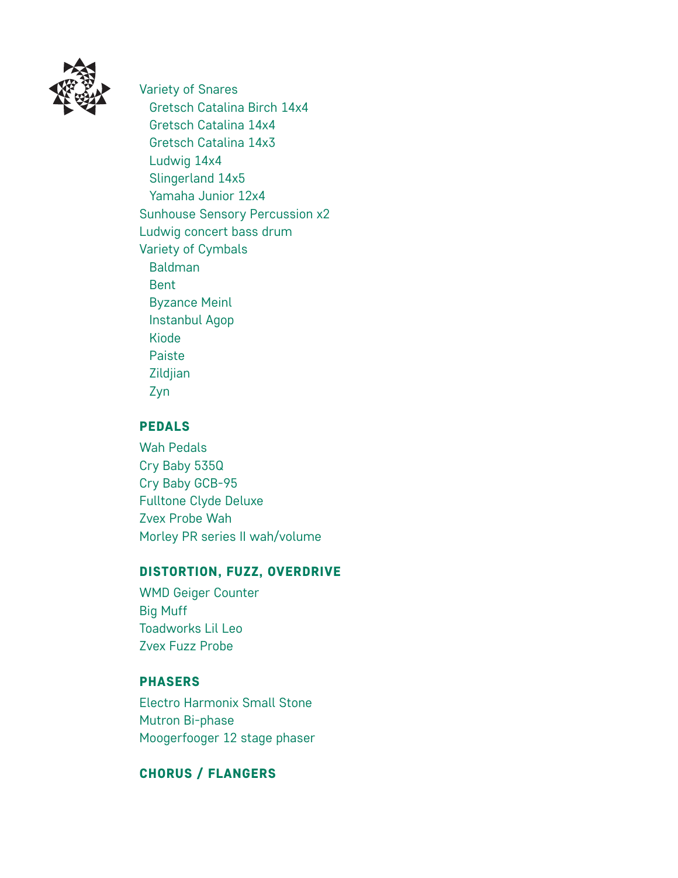Variety of Snares

- Gretsch Catalina Birch 14x4
- Gretsch Catalina 14x4
- Gretsch Catalina 14x3
- Ludwig 14x4
- Slingerland 14x5
- Yamaha Junior 12x4

Sunhouse Sensory Percussion x2

Ludwig concert bass drum

Variety of Cymbals

- Baldman
- Bent
- Byzance Meinl
- Instanbul Agop
- Kiode
- Paiste
- Zildjian
- Zyn

## PEDALS

Wah Pedals

Cry Baby 535Q

Cry Baby GCB-95

Fulltone Clyde Deluxe

Zvex Probe Wah

Morley PR series II wah/volume

## DISTORTION, FUZZ, OVERDRIVE

WMD Geiger Counter

Big Muff

Toadworks Lil Leo

Zvex Fuzz Probe

## PHASERS

Electro Harmonix Small Stone

Mutron Bi-phase

Moogerfooger 12 stage phaser

## CHORUS / FLANGERS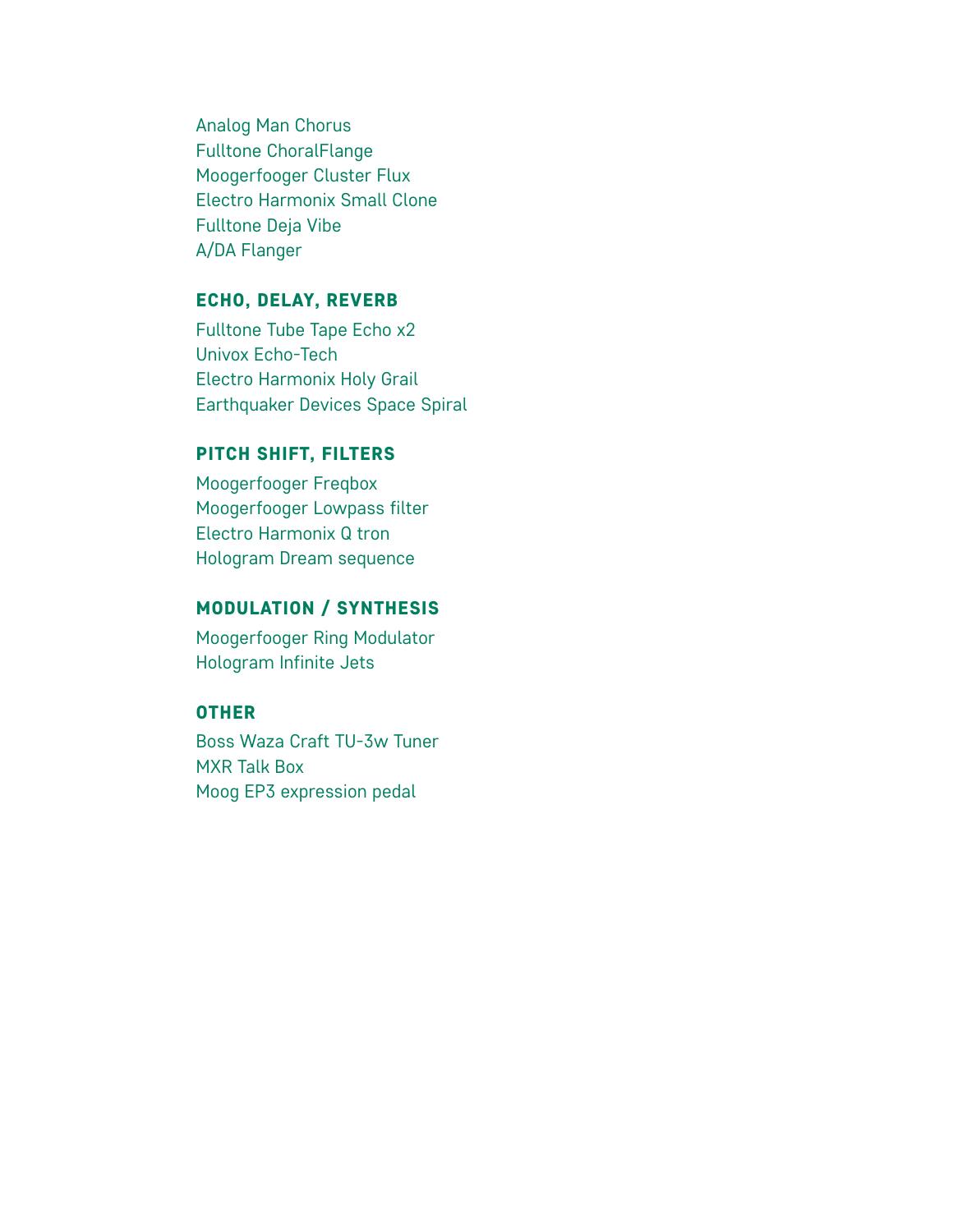Analog Man Chorus
Fulltone ChoralFlange
Moogerfooger Cluster Flux
Electro Harmonix Small Clone
Fulltone Deja Vibe
A/DA Flanger

## ECHO, DELAY, REVERB

Fulltone Tube Tape Echo x2
Univox Echo-Tech
Electro Harmonix Holy Grail
Earthquaker Devices Space Spiral

## PITCH SHIFT, FILTERS

Moogerfooger Freqbox
Moogerfooger Lowpass filter
Electro Harmonix Q tron
Hologram Dream sequence

## MODULATION / SYNTHESIS

Moogerfooger Ring Modulator
Hologram Infinite Jets

## OTHER

Boss Waza Craft TU-3w Tuner
MXR Talk Box
Moog EP3 expression pedal